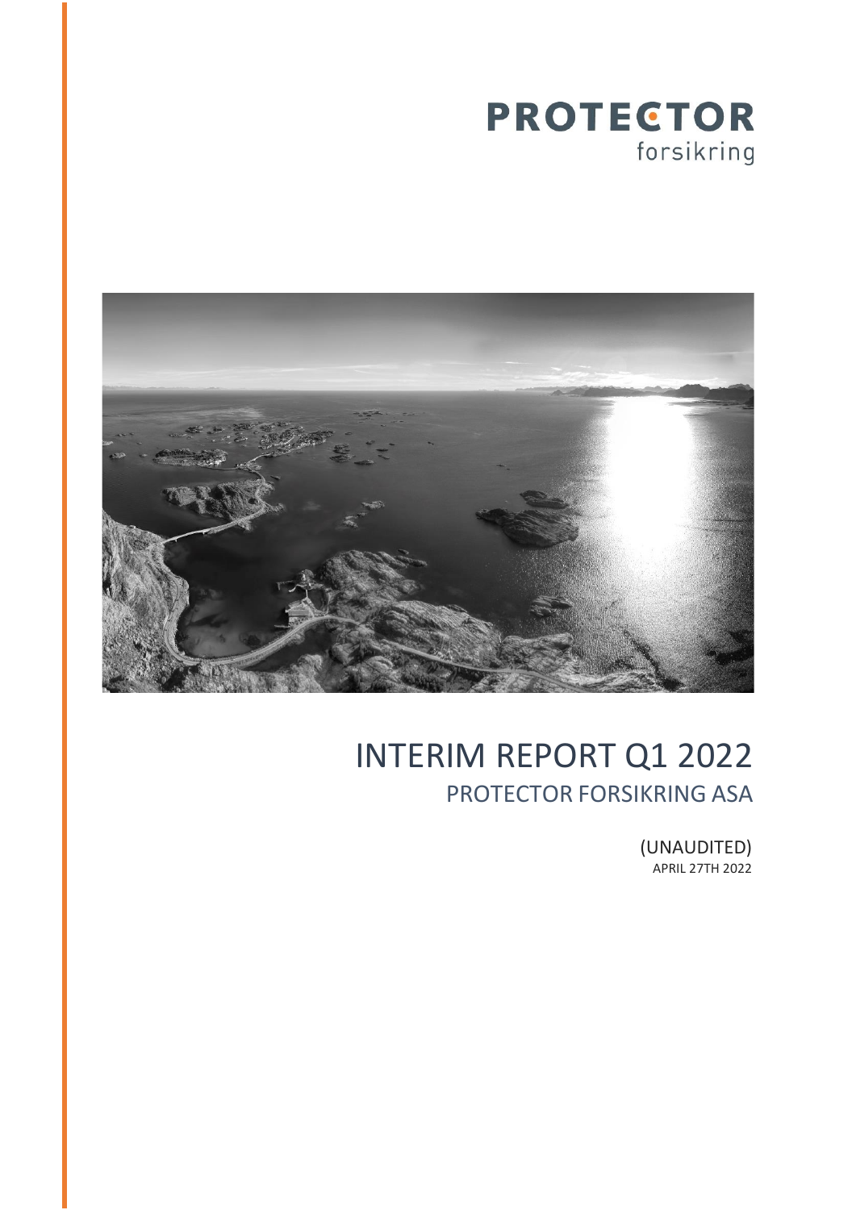PROTECTOR
forsikring

# INTERIM REPORT Q1 2022

## PROTECTOR FORSIKRING ASA

(UNAUDITED)
APRIL 27TH 2022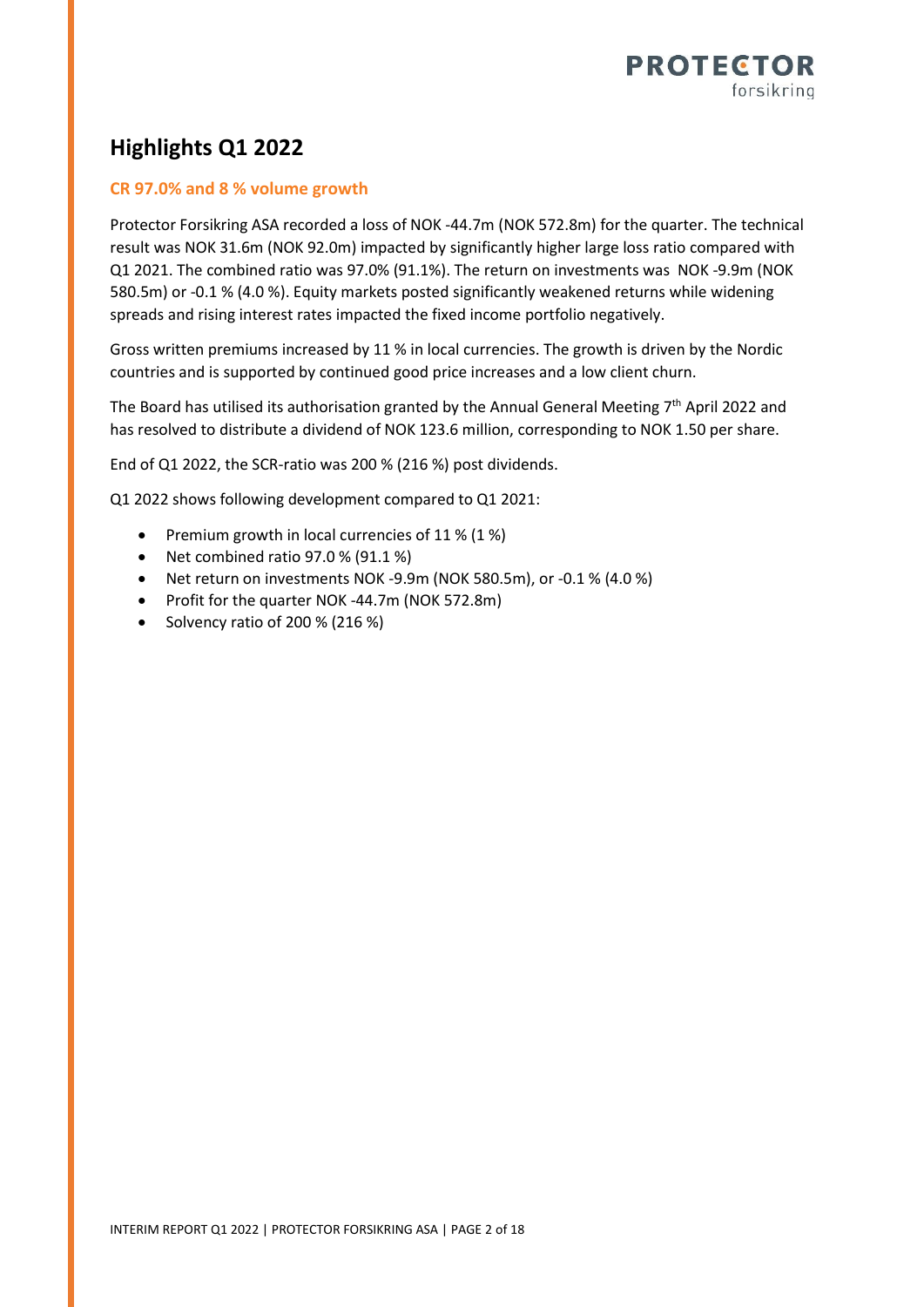# Highlights Q1 2022

## CR 97.0% and 8 % volume growth

Protector Forsikring ASA recorded a loss of NOK -44.7m (NOK 572.8m) for the quarter. The technical result was NOK 31.6m (NOK 92.0m) impacted by significantly higher large loss ratio compared with Q1 2021. The combined ratio was 97.0% (91.1%). The return on investments was NOK -9.9m (NOK 580.5m) or -0.1 % (4.0 %). Equity markets posted significantly weakened returns while widening spreads and rising interest rates impacted the fixed income portfolio negatively.

Gross written premiums increased by 11 % in local currencies. The growth is driven by the Nordic countries and is supported by continued good price increases and a low client churn.

The Board has utilised its authorisation granted by the Annual General Meeting 7th April 2022 and has resolved to distribute a dividend of NOK 123.6 million, corresponding to NOK 1.50 per share.

End of Q1 2022, the SCR-ratio was 200 % (216 %) post dividends.

Q1 2022 shows following development compared to Q1 2021:

- Premium growth in local currencies of 11 % (1 %)
- Net combined ratio 97.0 % (91.1 %)
- Net return on investments NOK -9.9m (NOK 580.5m), or -0.1 % (4.0 %)
- Profit for the quarter NOK -44.7m (NOK 572.8m)
- Solvency ratio of 200 % (216 %)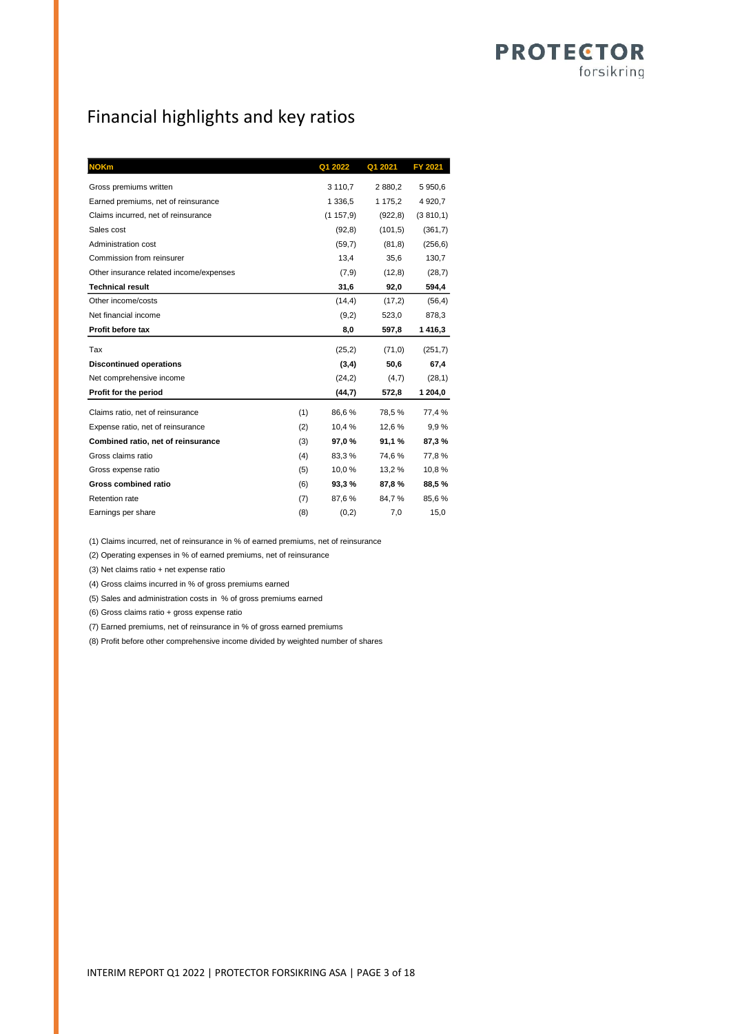# Financial highlights and key ratios

| NOKm | | Q1 2022 | Q1 2021 | FY 2021 |
|---|---|---|---|---|
| Gross premiums written | | 3 110,7 | 2 880,2 | 5 950,6 |
| Earned premiums, net of reinsurance | | 1 336,5 | 1 175,2 | 4 920,7 |
| Claims incurred, net of reinsurance | | (1 157,9) | (922,8) | (3 810,1) |
| Sales cost | | (92,8) | (101,5) | (361,7) |
| Administration cost | | (59,7) | (81,8) | (256,6) |
| Commission from reinsurer | | 13,4 | 35,6 | 130,7 |
| Other insurance related income/expenses | | (7,9) | (12,8) | (28,7) |
| **Technical result** | | **31,6** | **92,0** | **594,4** |
| Other income/costs | | (14,4) | (17,2) | (56,4) |
| Net financial income | | (9,2) | 523,0 | 878,3 |
| **Profit before tax** | | **8,0** | **597,8** | **1 416,3** |
| Tax | | (25,2) | (71,0) | (251,7) |
| **Discontinued operations** | | **(3,4)** | **50,6** | **67,4** |
| Net comprehensive income | | (24,2) | (4,7) | (28,1) |
| **Profit for the period** | | **(44,7)** | **572,8** | **1 204,0** |
| Claims ratio, net of reinsurance | (1) | 86,6 % | 78,5 % | 77,4 % |
| Expense ratio, net of reinsurance | (2) | 10,4 % | 12,6 % | 9,9 % |
| **Combined ratio, net of reinsurance** | (3) | **97,0 %** | **91,1 %** | **87,3 %** |
| Gross claims ratio | (4) | 83,3 % | 74,6 % | 77,8 % |
| Gross expense ratio | (5) | 10,0 % | 13,2 % | 10,8 % |
| **Gross combined ratio** | (6) | **93,3 %** | **87,8 %** | **88,5 %** |
| Retention rate | (7) | 87,6 % | 84,7 % | 85,6 % |
| Earnings per share | (8) | (0,2) | 7,0 | 15,0 |

(1) Claims incurred, net of reinsurance in % of earned premiums, net of reinsurance

(2) Operating expenses in % of earned premiums, net of reinsurance

(3) Net claims ratio + net expense ratio

(4) Gross claims incurred in % of gross premiums earned

(5) Sales and administration costs in % of gross premiums earned

(6) Gross claims ratio + gross expense ratio

(7) Earned premiums, net of reinsurance in % of gross earned premiums

(8) Profit before other comprehensive income divided by weighted number of shares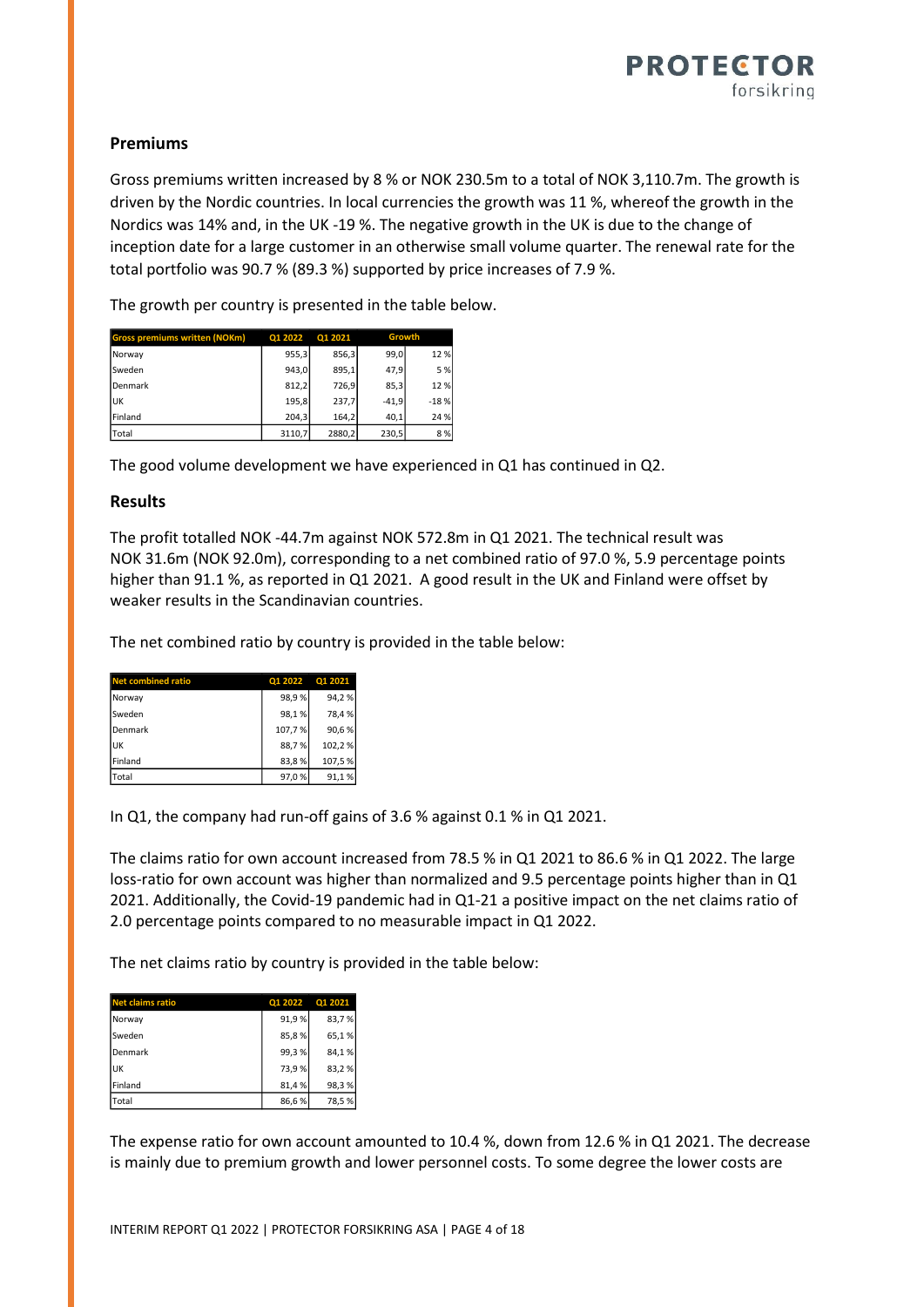## Premiums

Gross premiums written increased by 8 % or NOK 230.5m to a total of NOK 3,110.7m. The growth is driven by the Nordic countries. In local currencies the growth was 11 %, whereof the growth in the Nordics was 14% and, in the UK -19 %. The negative growth in the UK is due to the change of inception date for a large customer in an otherwise small volume quarter. The renewal rate for the total portfolio was 90.7 % (89.3 %) supported by price increases of 7.9 %.

The growth per country is presented in the table below.

| Gross premiums written (NOKm) | Q1 2022 | Q1 2021 | Growth | |
|---|---|---|---|---|
| Norway | 955,3 | 856,3 | 99,0 | 12 % |
| Sweden | 943,0 | 895,1 | 47,9 | 5 % |
| Denmark | 812,2 | 726,9 | 85,3 | 12 % |
| UK | 195,8 | 237,7 | -41,9 | -18 % |
| Finland | 204,3 | 164,2 | 40,1 | 24 % |
| Total | 3110,7 | 2880,2 | 230,5 | 8 % |

The good volume development we have experienced in Q1 has continued in Q2.

## Results

The profit totalled NOK -44.7m against NOK 572.8m in Q1 2021. The technical result was NOK 31.6m (NOK 92.0m), corresponding to a net combined ratio of 97.0 %, 5.9 percentage points higher than 91.1 %, as reported in Q1 2021. A good result in the UK and Finland were offset by weaker results in the Scandinavian countries.

The net combined ratio by country is provided in the table below:

| Net combined ratio | Q1 2022 | Q1 2021 |
|---|---|---|
| Norway | 98,9 % | 94,2 % |
| Sweden | 98,1 % | 78,4 % |
| Denmark | 107,7 % | 90,6 % |
| UK | 88,7 % | 102,2 % |
| Finland | 83,8 % | 107,5 % |
| Total | 97,0 % | 91,1 % |

In Q1, the company had run-off gains of 3.6 % against 0.1 % in Q1 2021.

The claims ratio for own account increased from 78.5 % in Q1 2021 to 86.6 % in Q1 2022. The large loss-ratio for own account was higher than normalized and 9.5 percentage points higher than in Q1 2021. Additionally, the Covid-19 pandemic had in Q1-21 a positive impact on the net claims ratio of 2.0 percentage points compared to no measurable impact in Q1 2022.

The net claims ratio by country is provided in the table below:

| Net claims ratio | Q1 2022 | Q1 2021 |
|---|---|---|
| Norway | 91,9 % | 83,7 % |
| Sweden | 85,8 % | 65,1 % |
| Denmark | 99,3 % | 84,1 % |
| UK | 73,9 % | 83,2 % |
| Finland | 81,4 % | 98,3 % |
| Total | 86,6 % | 78,5 % |

The expense ratio for own account amounted to 10.4 %, down from 12.6 % in Q1 2021. The decrease is mainly due to premium growth and lower personnel costs. To some degree the lower costs are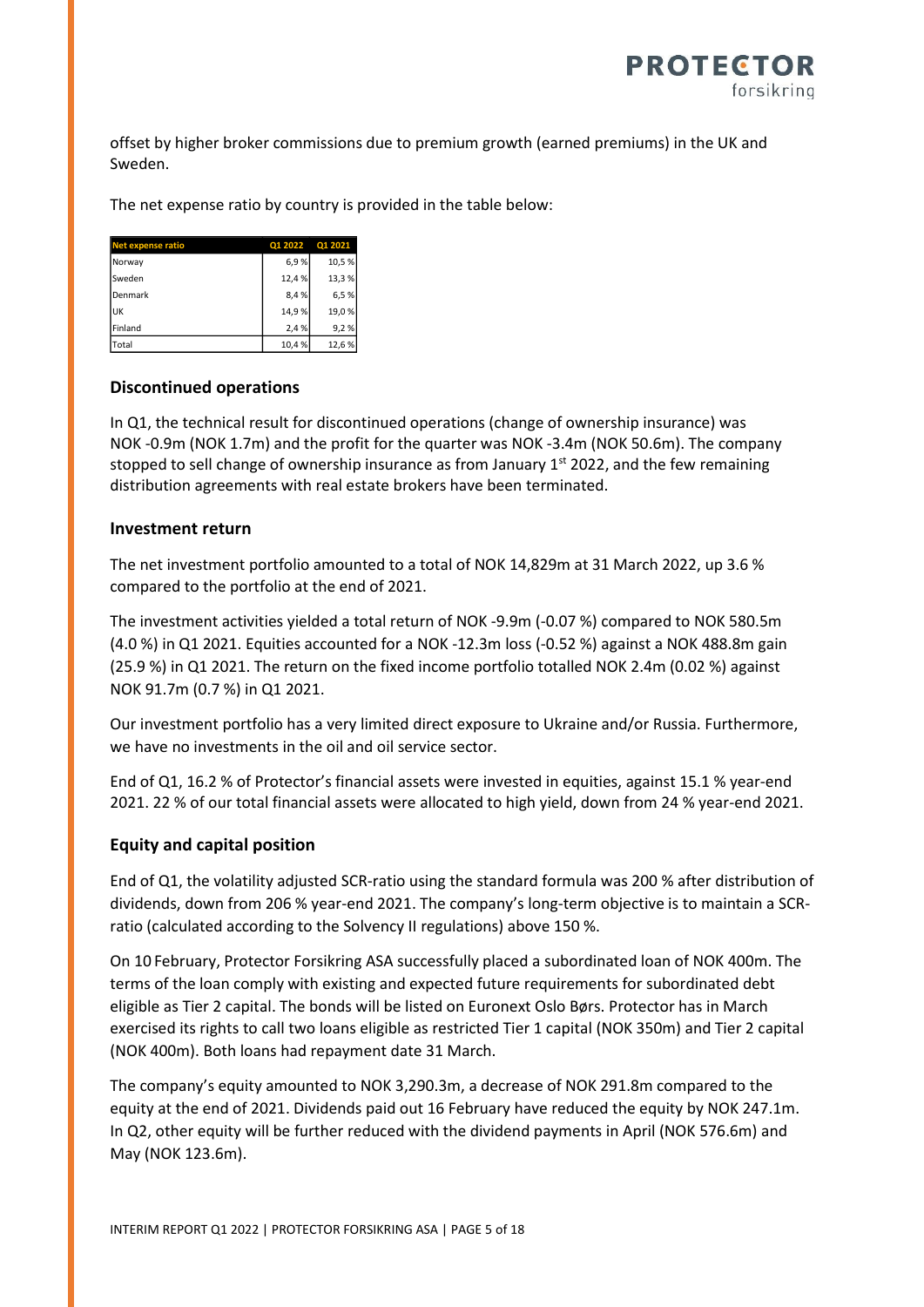offset by higher broker commissions due to premium growth (earned premiums) in the UK and Sweden.

The net expense ratio by country is provided in the table below:

| Net expense ratio | Q1 2022 | Q1 2021 |
|---|---|---|
| Norway | 6,9 % | 10,5 % |
| Sweden | 12,4 % | 13,3 % |
| Denmark | 8,4 % | 6,5 % |
| UK | 14,9 % | 19,0 % |
| Finland | 2,4 % | 9,2 % |
| Total | 10,4 % | 12,6 % |

## Discontinued operations

In Q1, the technical result for discontinued operations (change of ownership insurance) was NOK -0.9m (NOK 1.7m) and the profit for the quarter was NOK -3.4m (NOK 50.6m). The company stopped to sell change of ownership insurance as from January 1st 2022, and the few remaining distribution agreements with real estate brokers have been terminated.

## Investment return

The net investment portfolio amounted to a total of NOK 14,829m at 31 March 2022, up 3.6 % compared to the portfolio at the end of 2021.

The investment activities yielded a total return of NOK -9.9m (-0.07 %) compared to NOK 580.5m (4.0 %) in Q1 2021. Equities accounted for a NOK -12.3m loss (-0.52 %) against a NOK 488.8m gain (25.9 %) in Q1 2021. The return on the fixed income portfolio totalled NOK 2.4m (0.02 %) against NOK 91.7m (0.7 %) in Q1 2021.

Our investment portfolio has a very limited direct exposure to Ukraine and/or Russia. Furthermore, we have no investments in the oil and oil service sector.

End of Q1, 16.2 % of Protector's financial assets were invested in equities, against 15.1 % year-end 2021. 22 % of our total financial assets were allocated to high yield, down from 24 % year-end 2021.

## Equity and capital position

End of Q1, the volatility adjusted SCR-ratio using the standard formula was 200 % after distribution of dividends, down from 206 % year-end 2021. The company's long-term objective is to maintain a SCR-ratio (calculated according to the Solvency II regulations) above 150 %.

On 10 February, Protector Forsikring ASA successfully placed a subordinated loan of NOK 400m. The terms of the loan comply with existing and expected future requirements for subordinated debt eligible as Tier 2 capital. The bonds will be listed on Euronext Oslo Børs. Protector has in March exercised its rights to call two loans eligible as restricted Tier 1 capital (NOK 350m) and Tier 2 capital (NOK 400m). Both loans had repayment date 31 March.

The company's equity amounted to NOK 3,290.3m, a decrease of NOK 291.8m compared to the equity at the end of 2021. Dividends paid out 16 February have reduced the equity by NOK 247.1m. In Q2, other equity will be further reduced with the dividend payments in April (NOK 576.6m) and May (NOK 123.6m).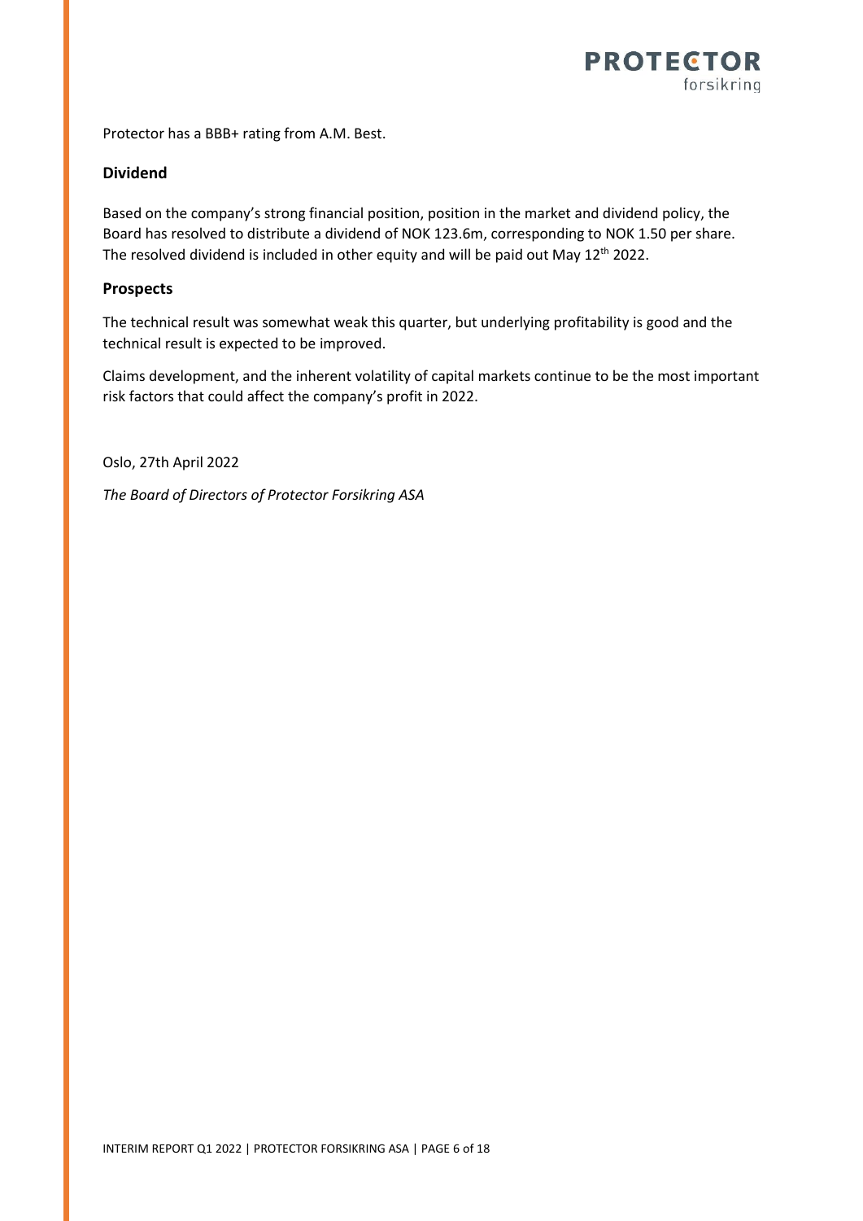Protector has a BBB+ rating from A.M. Best.

## Dividend

Based on the company's strong financial position, position in the market and dividend policy, the Board has resolved to distribute a dividend of NOK 123.6m, corresponding to NOK 1.50 per share. The resolved dividend is included in other equity and will be paid out May 12th 2022.

## Prospects

The technical result was somewhat weak this quarter, but underlying profitability is good and the technical result is expected to be improved.

Claims development, and the inherent volatility of capital markets continue to be the most important risk factors that could affect the company's profit in 2022.

Oslo, 27th April 2022

*The Board of Directors of Protector Forsikring ASA*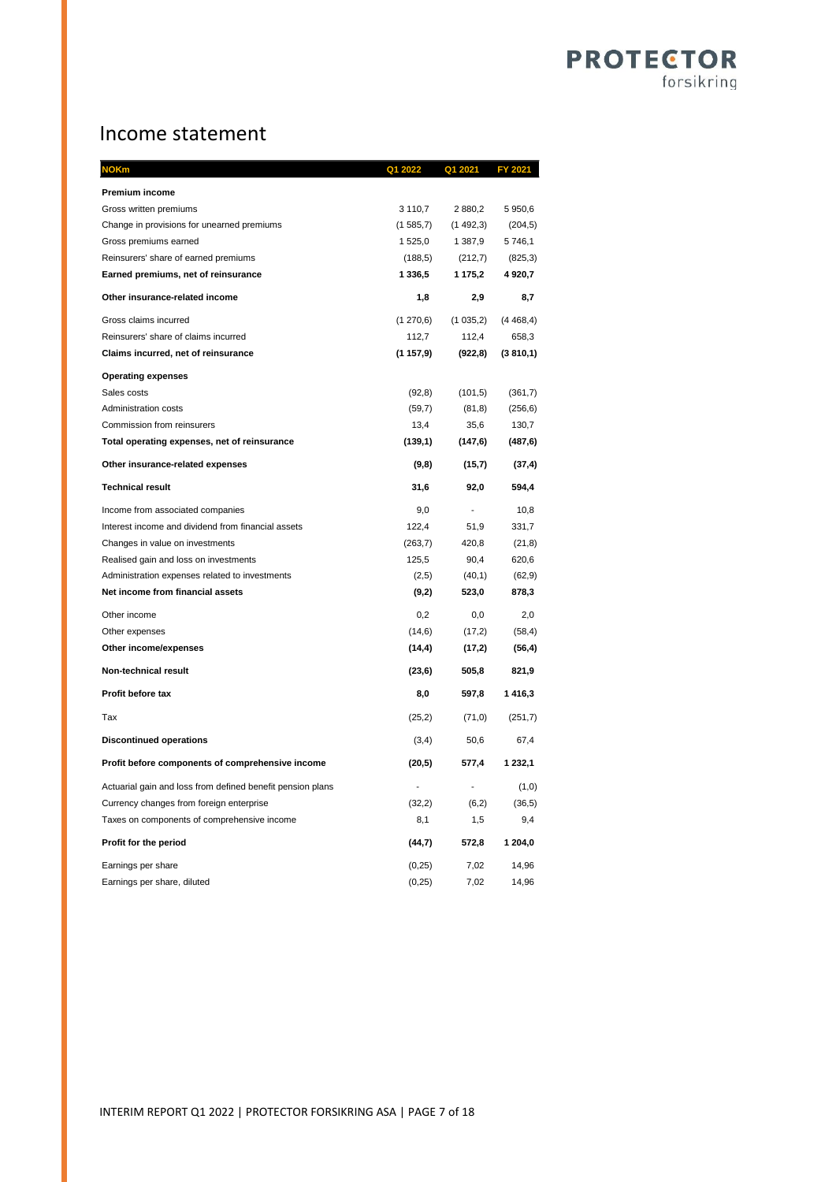# Income statement

| NOKm | Q1 2022 | Q1 2021 | FY 2021 |
|---|---|---|---|
| **Premium income** | | | |
| Gross written premiums | 3 110,7 | 2 880,2 | 5 950,6 |
| Change in provisions for unearned premiums | (1 585,7) | (1 492,3) | (204,5) |
| Gross premiums earned | 1 525,0 | 1 387,9 | 5 746,1 |
| Reinsurers' share of earned premiums | (188,5) | (212,7) | (825,3) |
| **Earned premiums, net of reinsurance** | **1 336,5** | **1 175,2** | **4 920,7** |
| **Other insurance-related income** | **1,8** | **2,9** | **8,7** |
| Gross claims incurred | (1 270,6) | (1 035,2) | (4 468,4) |
| Reinsurers' share of claims incurred | 112,7 | 112,4 | 658,3 |
| **Claims incurred, net of reinsurance** | **(1 157,9)** | **(922,8)** | **(3 810,1)** |
| **Operating expenses** | | | |
| Sales costs | (92,8) | (101,5) | (361,7) |
| Administration costs | (59,7) | (81,8) | (256,6) |
| Commission from reinsurers | 13,4 | 35,6 | 130,7 |
| **Total operating expenses, net of reinsurance** | **(139,1)** | **(147,6)** | **(487,6)** |
| **Other insurance-related expenses** | **(9,8)** | **(15,7)** | **(37,4)** |
| **Technical result** | **31,6** | **92,0** | **594,4** |
| Income from associated companies | 9,0 | - | 10,8 |
| Interest income and dividend from financial assets | 122,4 | 51,9 | 331,7 |
| Changes in value on investments | (263,7) | 420,8 | (21,8) |
| Realised gain and loss on investments | 125,5 | 90,4 | 620,6 |
| Administration expenses related to investments | (2,5) | (40,1) | (62,9) |
| **Net income from financial assets** | **(9,2)** | **523,0** | **878,3** |
| Other income | 0,2 | 0,0 | 2,0 |
| Other expenses | (14,6) | (17,2) | (58,4) |
| **Other income/expenses** | **(14,4)** | **(17,2)** | **(56,4)** |
| **Non-technical result** | **(23,6)** | **505,8** | **821,9** |
| **Profit before tax** | **8,0** | **597,8** | **1 416,3** |
| Tax | (25,2) | (71,0) | (251,7) |
| **Discontinued operations** | (3,4) | 50,6 | 67,4 |
| **Profit before components of comprehensive income** | **(20,5)** | **577,4** | **1 232,1** |
| Actuarial gain and loss from defined benefit pension plans | - | - | (1,0) |
| Currency changes from foreign enterprise | (32,2) | (6,2) | (36,5) |
| Taxes on components of comprehensive income | 8,1 | 1,5 | 9,4 |
| **Profit for the period** | **(44,7)** | **572,8** | **1 204,0** |
| Earnings per share | (0,25) | 7,02 | 14,96 |
| Earnings per share, diluted | (0,25) | 7,02 | 14,96 |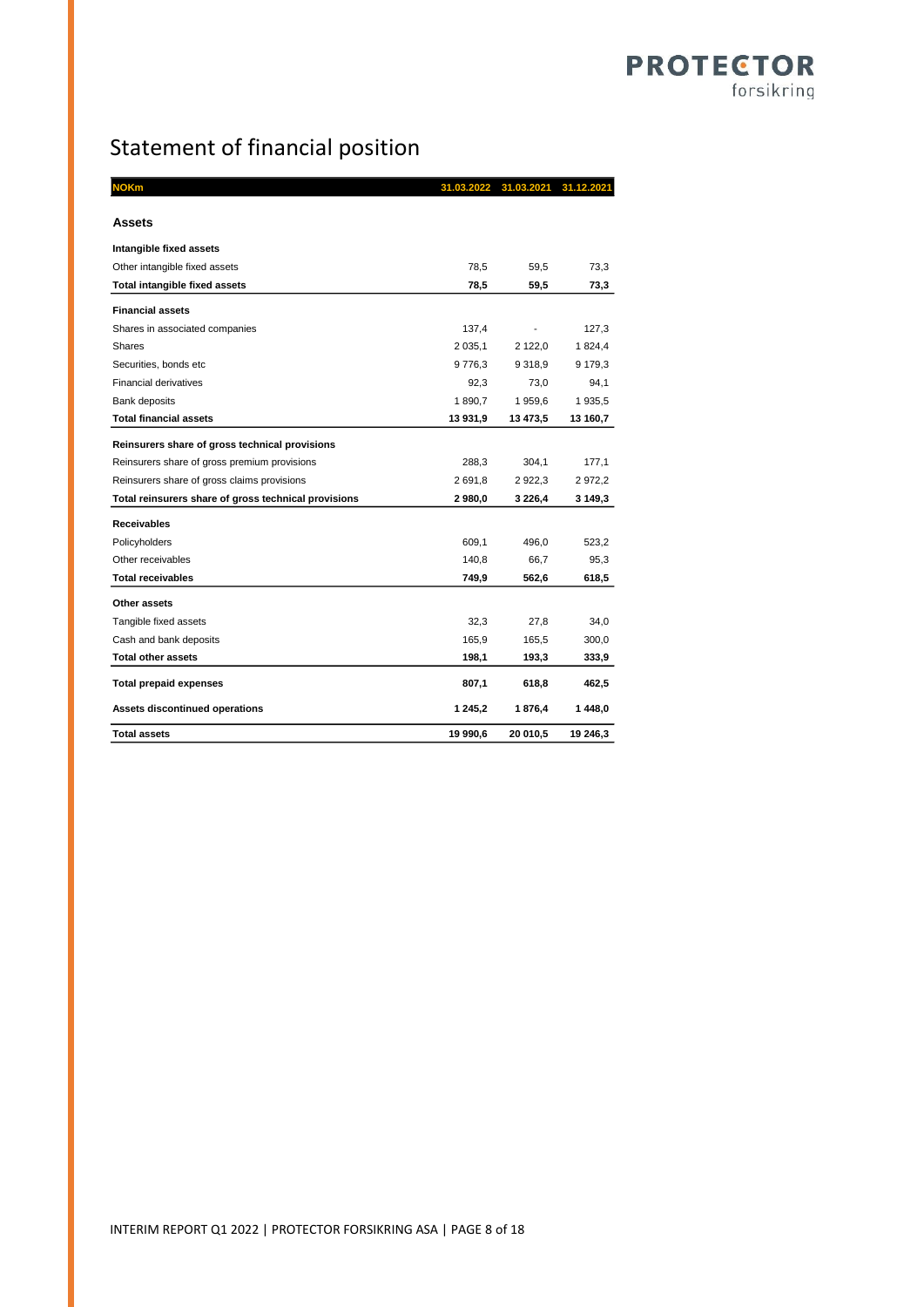# Statement of financial position

| NOKm | 31.03.2022 | 31.03.2021 | 31.12.2021 |
|---|---|---|---|
| **Assets** | | | |
| **Intangible fixed assets** | | | |
| Other intangible fixed assets | 78,5 | 59,5 | 73,3 |
| **Total intangible fixed assets** | **78,5** | **59,5** | **73,3** |
| **Financial assets** | | | |
| Shares in associated companies | 137,4 | - | 127,3 |
| Shares | 2 035,1 | 2 122,0 | 1 824,4 |
| Securities, bonds etc | 9 776,3 | 9 318,9 | 9 179,3 |
| Financial derivatives | 92,3 | 73,0 | 94,1 |
| Bank deposits | 1 890,7 | 1 959,6 | 1 935,5 |
| **Total financial assets** | **13 931,9** | **13 473,5** | **13 160,7** |
| **Reinsurers share of gross technical provisions** | | | |
| Reinsurers share of gross premium provisions | 288,3 | 304,1 | 177,1 |
| Reinsurers share of gross claims provisions | 2 691,8 | 2 922,3 | 2 972,2 |
| **Total reinsurers share of gross technical provisions** | **2 980,0** | **3 226,4** | **3 149,3** |
| **Receivables** | | | |
| Policyholders | 609,1 | 496,0 | 523,2 |
| Other receivables | 140,8 | 66,7 | 95,3 |
| **Total receivables** | **749,9** | **562,6** | **618,5** |
| **Other assets** | | | |
| Tangible fixed assets | 32,3 | 27,8 | 34,0 |
| Cash and bank deposits | 165,9 | 165,5 | 300,0 |
| **Total other assets** | **198,1** | **193,3** | **333,9** |
| **Total prepaid expenses** | **807,1** | **618,8** | **462,5** |
| **Assets discontinued operations** | **1 245,2** | **1 876,4** | **1 448,0** |
| **Total assets** | **19 990,6** | **20 010,5** | **19 246,3** |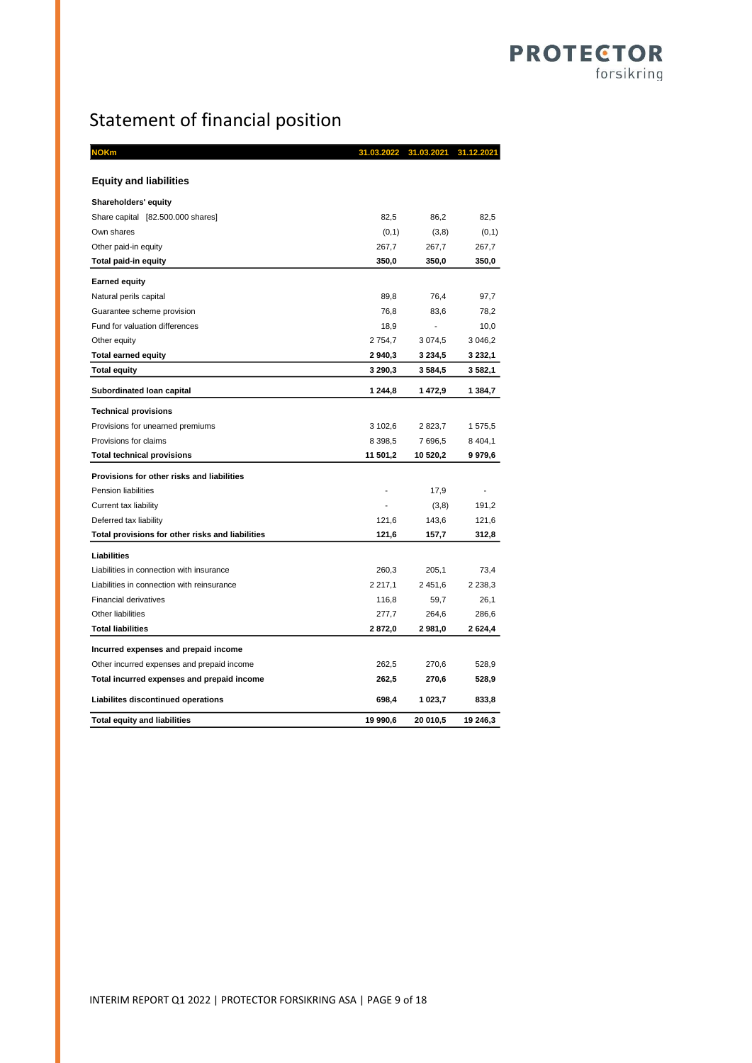# Statement of financial position

| NOKm | 31.03.2022 | 31.03.2021 | 31.12.2021 |
|---|---|---|---|
| **Equity and liabilities** | | | |
| **Shareholders' equity** | | | |
| Share capital [82.500.000 shares] | 82,5 | 86,2 | 82,5 |
| Own shares | (0,1) | (3,8) | (0,1) |
| Other paid-in equity | 267,7 | 267,7 | 267,7 |
| **Total paid-in equity** | **350,0** | **350,0** | **350,0** |
| **Earned equity** | | | |
| Natural perils capital | 89,8 | 76,4 | 97,7 |
| Guarantee scheme provision | 76,8 | 83,6 | 78,2 |
| Fund for valuation differences | 18,9 | - | 10,0 |
| Other equity | 2 754,7 | 3 074,5 | 3 046,2 |
| **Total earned equity** | **2 940,3** | **3 234,5** | **3 232,1** |
| **Total equity** | **3 290,3** | **3 584,5** | **3 582,1** |
| **Subordinated loan capital** | **1 244,8** | **1 472,9** | **1 384,7** |
| **Technical provisions** | | | |
| Provisions for unearned premiums | 3 102,6 | 2 823,7 | 1 575,5 |
| Provisions for claims | 8 398,5 | 7 696,5 | 8 404,1 |
| **Total technical provisions** | **11 501,2** | **10 520,2** | **9 979,6** |
| **Provisions for other risks and liabilities** | | | |
| Pension liabilities | - | 17,9 | - |
| Current tax liability | - | (3,8) | 191,2 |
| Deferred tax liability | 121,6 | 143,6 | 121,6 |
| **Total provisions for other risks and liabilities** | **121,6** | **157,7** | **312,8** |
| **Liabilities** | | | |
| Liabilities in connection with insurance | 260,3 | 205,1 | 73,4 |
| Liabilities in connection with reinsurance | 2 217,1 | 2 451,6 | 2 238,3 |
| Financial derivatives | 116,8 | 59,7 | 26,1 |
| Other liabilities | 277,7 | 264,6 | 286,6 |
| **Total liabilities** | **2 872,0** | **2 981,0** | **2 624,4** |
| **Incurred expenses and prepaid income** | | | |
| Other incurred expenses and prepaid income | 262,5 | 270,6 | 528,9 |
| **Total incurred expenses and prepaid income** | **262,5** | **270,6** | **528,9** |
| **Liabilites discontinued operations** | **698,4** | **1 023,7** | **833,8** |
| **Total equity and liabilities** | **19 990,6** | **20 010,5** | **19 246,3** |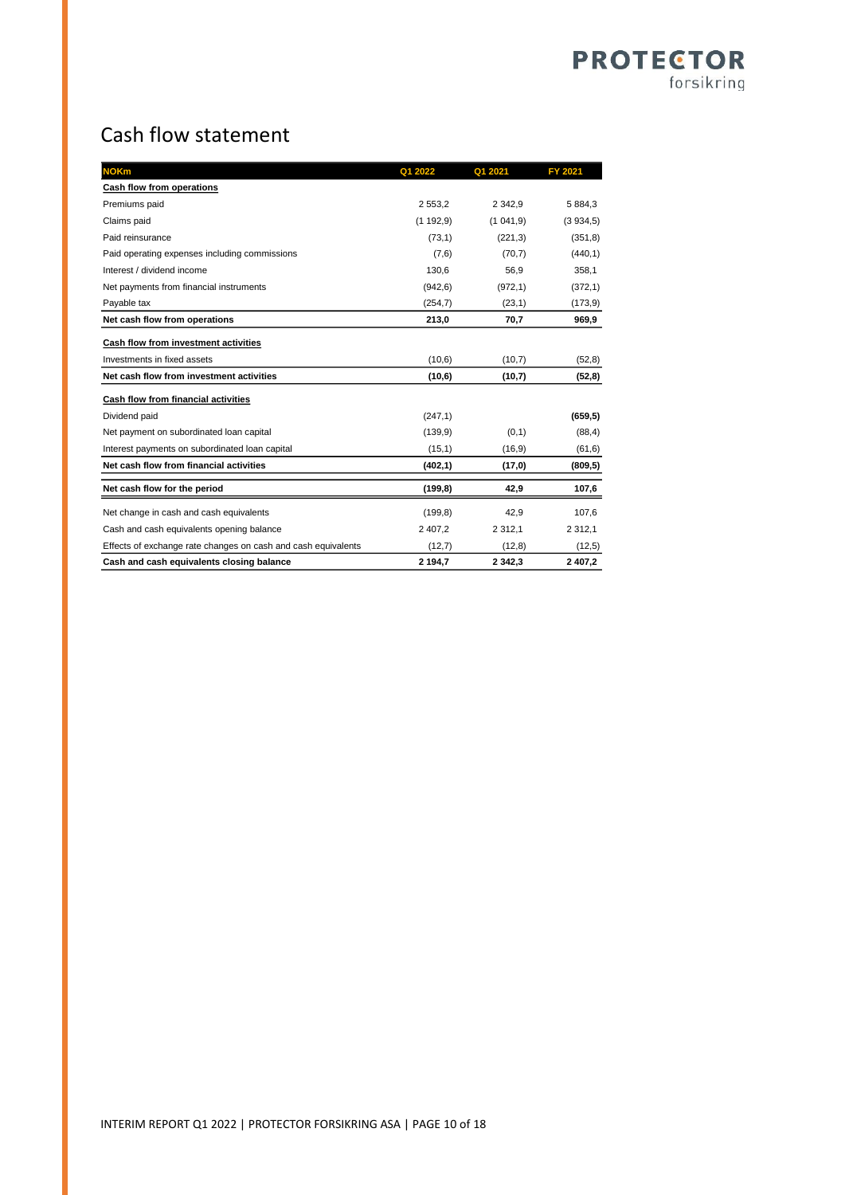# Cash flow statement

| NOKm | Q1 2022 | Q1 2021 | FY 2021 |
|---|---|---|---|
| **Cash flow from operations** | | | |
| Premiums paid | 2 553,2 | 2 342,9 | 5 884,3 |
| Claims paid | (1 192,9) | (1 041,9) | (3 934,5) |
| Paid reinsurance | (73,1) | (221,3) | (351,8) |
| Paid operating expenses including commissions | (7,6) | (70,7) | (440,1) |
| Interest / dividend income | 130,6 | 56,9 | 358,1 |
| Net payments from financial instruments | (942,6) | (972,1) | (372,1) |
| Payable tax | (254,7) | (23,1) | (173,9) |
| **Net cash flow from operations** | **213,0** | **70,7** | **969,9** |
| **Cash flow from investment activities** | | | |
| Investments in fixed assets | (10,6) | (10,7) | (52,8) |
| **Net cash flow from investment activities** | **(10,6)** | **(10,7)** | **(52,8)** |
| **Cash flow from financial activities** | | | |
| Dividend paid | (247,1) | | **(659,5)** |
| Net payment on subordinated loan capital | (139,9) | (0,1) | (88,4) |
| Interest payments on subordinated loan capital | (15,1) | (16,9) | (61,6) |
| **Net cash flow from financial activities** | **(402,1)** | **(17,0)** | **(809,5)** |
| **Net cash flow for the period** | **(199,8)** | **42,9** | **107,6** |
| Net change in cash and cash equivalents | (199,8) | 42,9 | 107,6 |
| Cash and cash equivalents opening balance | 2 407,2 | 2 312,1 | 2 312,1 |
| Effects of exchange rate changes on cash and cash equivalents | (12,7) | (12,8) | (12,5) |
| **Cash and cash equivalents closing balance** | **2 194,7** | **2 342,3** | **2 407,2** |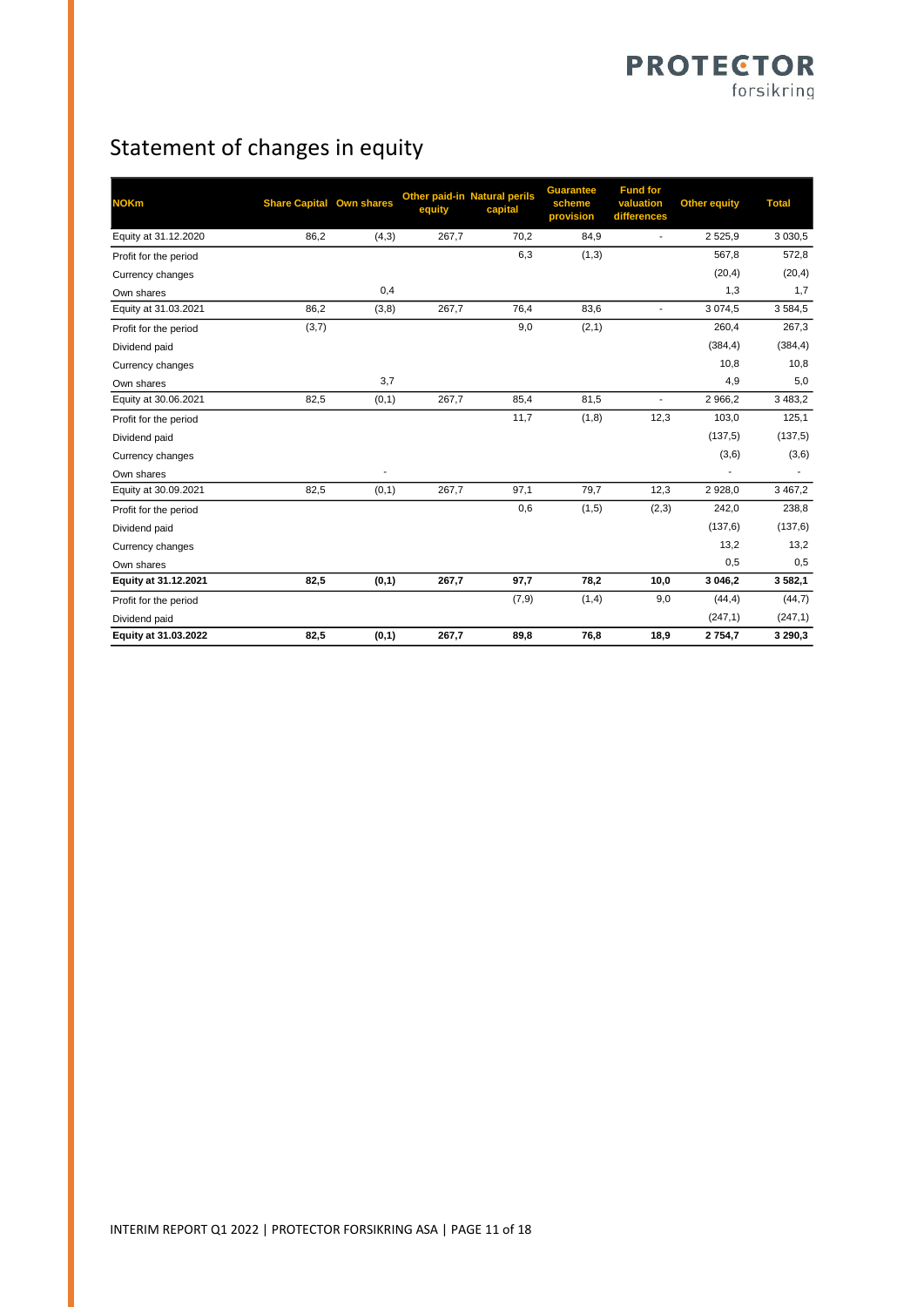# Statement of changes in equity

| NOKm | Share Capital | Own shares | Other paid-in equity | Natural perils capital | Guarantee scheme provision | Fund for valuation differences | Other equity | Total |
|---|---|---|---|---|---|---|---|---|
| Equity at 31.12.2020 | 86,2 | (4,3) | 267,7 | 70,2 | 84,9 | - | 2 525,9 | 3 030,5 |
| Profit for the period | | | | 6,3 | (1,3) | | 567,8 | 572,8 |
| Currency changes | | | | | | | (20,4) | (20,4) |
| Own shares | | 0,4 | | | | | 1,3 | 1,7 |
| Equity at 31.03.2021 | 86,2 | (3,8) | 267,7 | 76,4 | 83,6 | - | 3 074,5 | 3 584,5 |
| Profit for the period | (3,7) | | | 9,0 | (2,1) | | 260,4 | 267,3 |
| Dividend paid | | | | | | | (384,4) | (384,4) |
| Currency changes | | | | | | | 10,8 | 10,8 |
| Own shares | | 3,7 | | | | | 4,9 | 5,0 |
| Equity at 30.06.2021 | 82,5 | (0,1) | 267,7 | 85,4 | 81,5 | - | 2 966,2 | 3 483,2 |
| Profit for the period | | | | 11,7 | (1,8) | 12,3 | 103,0 | 125,1 |
| Dividend paid | | | | | | | (137,5) | (137,5) |
| Currency changes | | | | | | | (3,6) | (3,6) |
| Own shares | | - | | | | | - | - |
| Equity at 30.09.2021 | 82,5 | (0,1) | 267,7 | 97,1 | 79,7 | 12,3 | 2 928,0 | 3 467,2 |
| Profit for the period | | | | 0,6 | (1,5) | (2,3) | 242,0 | 238,8 |
| Dividend paid | | | | | | | (137,6) | (137,6) |
| Currency changes | | | | | | | 13,2 | 13,2 |
| Own shares | | | | | | | 0,5 | 0,5 |
| **Equity at 31.12.2021** | **82,5** | **(0,1)** | **267,7** | **97,7** | **78,2** | **10,0** | **3 046,2** | **3 582,1** |
| Profit for the period | | | | (7,9) | (1,4) | 9,0 | (44,4) | (44,7) |
| Dividend paid | | | | | | | (247,1) | (247,1) |
| **Equity at 31.03.2022** | **82,5** | **(0,1)** | **267,7** | **89,8** | **76,8** | **18,9** | **2 754,7** | **3 290,3** |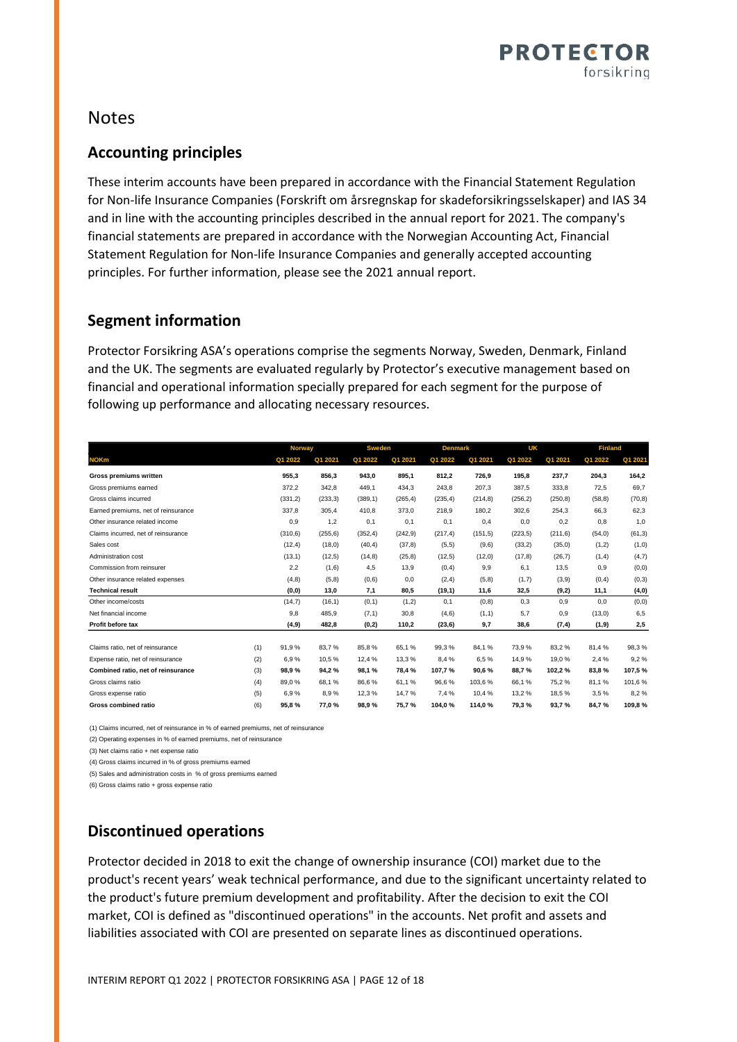# Notes

## Accounting principles

These interim accounts have been prepared in accordance with the Financial Statement Regulation for Non-life Insurance Companies (Forskrift om årsregnskap for skadeforsikringsselskaper) and IAS 34 and in line with the accounting principles described in the annual report for 2021. The company's financial statements are prepared in accordance with the Norwegian Accounting Act, Financial Statement Regulation for Non-life Insurance Companies and generally accepted accounting principles. For further information, please see the 2021 annual report.

## Segment information

Protector Forsikring ASA's operations comprise the segments Norway, Sweden, Denmark, Finland and the UK. The segments are evaluated regularly by Protector's executive management based on financial and operational information specially prepared for each segment for the purpose of following up performance and allocating necessary resources.

| | | Norway | | Sweden | | Denmark | | UK | | Finland | |
|---|---|---|---|---|---|---|---|---|---|---|---|
| NOKm | | Q1 2022 | Q1 2021 | Q1 2022 | Q1 2021 | Q1 2022 | Q1 2021 | Q1 2022 | Q1 2021 | Q1 2022 | Q1 2021 |
| **Gross premiums written** | | **955,3** | **856,3** | **943,0** | **895,1** | **812,2** | **726,9** | **195,8** | **237,7** | **204,3** | **164,2** |
| Gross premiums earned | | 372,2 | 342,8 | 449,1 | 434,3 | 243,8 | 207,3 | 387,5 | 333,8 | 72,5 | 69,7 |
| Gross claims incurred | | (331,2) | (233,3) | (389,1) | (265,4) | (235,4) | (214,8) | (256,2) | (250,8) | (58,8) | (70,8) |
| Earned premiums, net of reinsurance | | 337,8 | 305,4 | 410,8 | 373,0 | 218,9 | 180,2 | 302,6 | 254,3 | 66,3 | 62,3 |
| Other insurance related income | | 0,9 | 1,2 | 0,1 | 0,1 | 0,1 | 0,4 | 0,0 | 0,2 | 0,8 | 1,0 |
| Claims incurred, net of reinsurance | | (310,6) | (255,6) | (352,4) | (242,9) | (217,4) | (151,5) | (223,5) | (211,6) | (54,0) | (61,3) |
| Sales cost | | (12,4) | (18,0) | (40,4) | (37,8) | (5,5) | (9,6) | (33,2) | (35,0) | (1,2) | (1,0) |
| Administration cost | | (13,1) | (12,5) | (14,8) | (25,8) | (12,5) | (12,0) | (17,8) | (26,7) | (1,4) | (4,7) |
| Commission from reinsurer | | 2,2 | (1,6) | 4,5 | 13,9 | (0,4) | 9,9 | 6,1 | 13,5 | 0,9 | (0,0) |
| Other insurance related expenses | | (4,8) | (5,8) | (0,6) | 0,0 | (2,4) | (5,8) | (1,7) | (3,9) | (0,4) | (0,3) |
| **Technical result** | | **(0,0)** | **13,0** | **7,1** | **80,5** | **(19,1)** | **11,6** | **32,5** | **(9,2)** | **11,1** | **(4,0)** |
| Other income/costs | | (14,7) | (16,1) | (0,1) | (1,2) | 0,1 | (0,8) | 0,3 | 0,9 | 0,0 | (0,0) |
| Net financial income | | 9,8 | 485,9 | (7,1) | 30,8 | (4,6) | (1,1) | 5,7 | 0,9 | (13,0) | 6,5 |
| **Profit before tax** | | **(4,9)** | **482,8** | **(0,2)** | **110,2** | **(23,6)** | **9,7** | **38,6** | **(7,4)** | **(1,9)** | **2,5** |
| | | | | | | | | | | | |
| Claims ratio, net of reinsurance | (1) | 91,9 % | 83,7 % | 85,8 % | 65,1 % | 99,3 % | 84,1 % | 73,9 % | 83,2 % | 81,4 % | 98,3 % |
| Expense ratio, net of reinsurance | (2) | 6,9 % | 10,5 % | 12,4 % | 13,3 % | 8,4 % | 6,5 % | 14,9 % | 19,0 % | 2,4 % | 9,2 % |
| **Combined ratio, net of reinsurance** | (3) | **98,9 %** | **94,2 %** | **98,1 %** | **78,4 %** | **107,7 %** | **90,6 %** | **88,7 %** | **102,2 %** | **83,8 %** | **107,5 %** |
| Gross claims ratio | (4) | 89,0 % | 68,1 % | 86,6 % | 61,1 % | 96,6 % | 103,6 % | 66,1 % | 75,2 % | 81,1 % | 101,6 % |
| Gross expense ratio | (5) | 6,9 % | 8,9 % | 12,3 % | 14,7 % | 7,4 % | 10,4 % | 13,2 % | 18,5 % | 3,5 % | 8,2 % |
| **Gross combined ratio** | (6) | **95,8 %** | **77,0 %** | **98,9 %** | **75,7 %** | **104,0 %** | **114,0 %** | **79,3 %** | **93,7 %** | **84,7 %** | **109,8 %** |

(1) Claims incurred, net of reinsurance in % of earned premiums, net of reinsurance

(2) Operating expenses in % of earned premiums, net of reinsurance

(3) Net claims ratio + net expense ratio

(4) Gross claims incurred in % of gross premiums earned

(5) Sales and administration costs in % of gross premiums earned

(6) Gross claims ratio + gross expense ratio

## Discontinued operations

Protector decided in 2018 to exit the change of ownership insurance (COI) market due to the product's recent years' weak technical performance, and due to the significant uncertainty related to the product's future premium development and profitability. After the decision to exit the COI market, COI is defined as "discontinued operations" in the accounts. Net profit and assets and liabilities associated with COI are presented on separate lines as discontinued operations.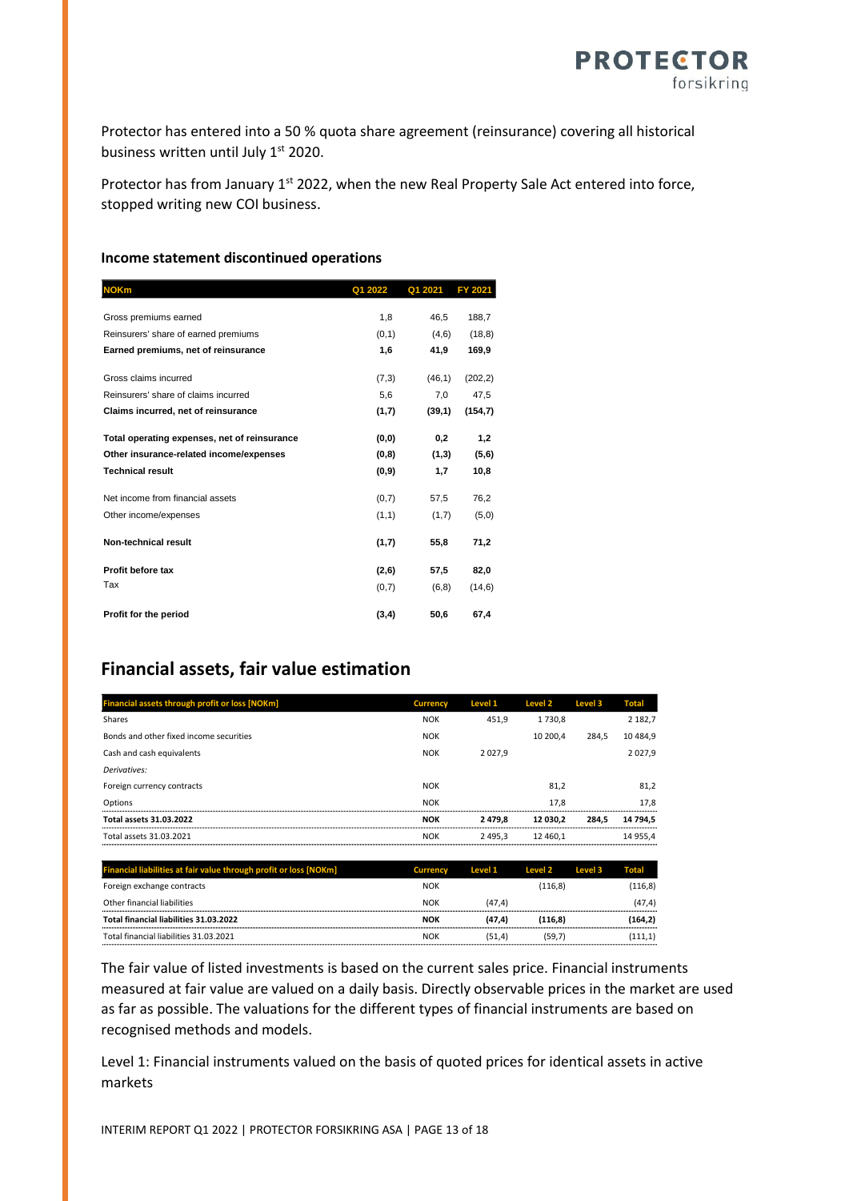Protector has entered into a 50 % quota share agreement (reinsurance) covering all historical business written until July 1st 2020.

Protector has from January 1st 2022, when the new Real Property Sale Act entered into force, stopped writing new COI business.

### Income statement discontinued operations

| NOKm | Q1 2022 | Q1 2021 | FY 2021 |
|---|---|---|---|
| Gross premiums earned | 1,8 | 46,5 | 188,7 |
| Reinsurers' share of earned premiums | (0,1) | (4,6) | (18,8) |
| **Earned premiums, net of reinsurance** | **1,6** | **41,9** | **169,9** |
| Gross claims incurred | (7,3) | (46,1) | (202,2) |
| Reinsurers' share of claims incurred | 5,6 | 7,0 | 47,5 |
| **Claims incurred, net of reinsurance** | **(1,7)** | **(39,1)** | **(154,7)** |
| **Total operating expenses, net of reinsurance** | **(0,0)** | **0,2** | **1,2** |
| **Other insurance-related income/expenses** | **(0,8)** | **(1,3)** | **(5,6)** |
| **Technical result** | **(0,9)** | **1,7** | **10,8** |
| Net income from financial assets | (0,7) | 57,5 | 76,2 |
| Other income/expenses | (1,1) | (1,7) | (5,0) |
| **Non-technical result** | **(1,7)** | **55,8** | **71,2** |
| **Profit before tax** | **(2,6)** | **57,5** | **82,0** |
| Tax | (0,7) | (6,8) | (14,6) |
| **Profit for the period** | **(3,4)** | **50,6** | **67,4** |

## Financial assets, fair value estimation

| Financial assets through profit or loss [NOKm] | Currency | Level 1 | Level 2 | Level 3 | Total |
|---|---|---|---|---|---|
| Shares | NOK | 451,9 | 1 730,8 | | 2 182,7 |
| Bonds and other fixed income securities | NOK | | 10 200,4 | 284,5 | 10 484,9 |
| Cash and cash equivalents | NOK | 2 027,9 | | | 2 027,9 |
| *Derivatives:* | | | | | |
| Foreign currency contracts | NOK | | 81,2 | | 81,2 |
| Options | NOK | | 17,8 | | 17,8 |
| **Total assets 31.03.2022** | **NOK** | **2 479,8** | **12 030,2** | **284,5** | **14 794,5** |
| Total assets 31.03.2021 | NOK | 2 495,3 | 12 460,1 | | 14 955,4 |

| Financial liabilities at fair value through profit or loss [NOKm] | Currency | Level 1 | Level 2 | Level 3 | Total |
|---|---|---|---|---|---|
| Foreign exchange contracts | NOK | | (116,8) | | (116,8) |
| Other financial liabilities | NOK | (47,4) | | | (47,4) |
| **Total financial liabilities 31.03.2022** | **NOK** | **(47,4)** | **(116,8)** | | **(164,2)** |
| Total financial liabilities 31.03.2021 | NOK | (51,4) | (59,7) | | (111,1) |

The fair value of listed investments is based on the current sales price. Financial instruments measured at fair value are valued on a daily basis. Directly observable prices in the market are used as far as possible. The valuations for the different types of financial instruments are based on recognised methods and models.

Level 1: Financial instruments valued on the basis of quoted prices for identical assets in active markets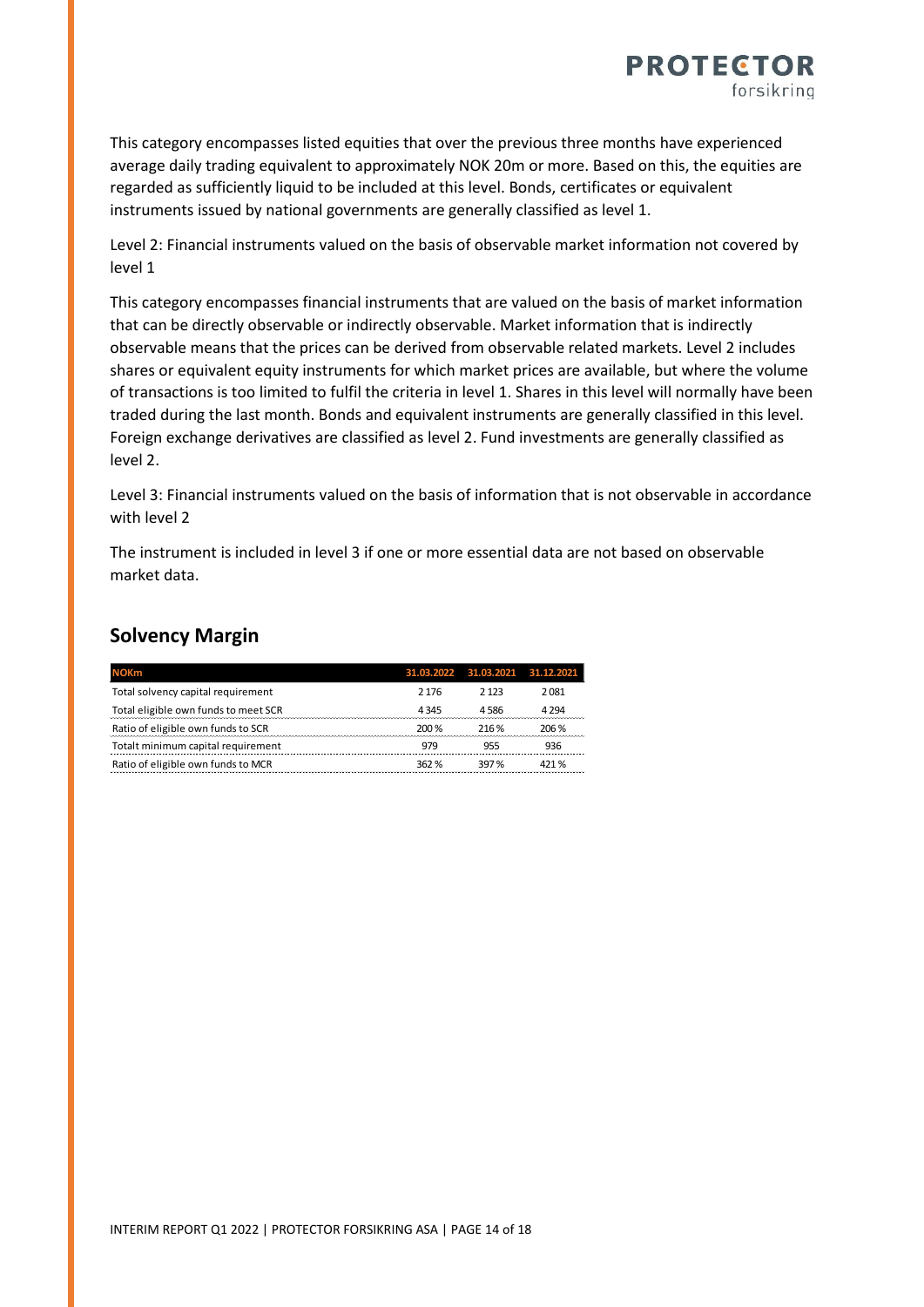This category encompasses listed equities that over the previous three months have experienced average daily trading equivalent to approximately NOK 20m or more. Based on this, the equities are regarded as sufficiently liquid to be included at this level. Bonds, certificates or equivalent instruments issued by national governments are generally classified as level 1.

Level 2: Financial instruments valued on the basis of observable market information not covered by level 1

This category encompasses financial instruments that are valued on the basis of market information that can be directly observable or indirectly observable. Market information that is indirectly observable means that the prices can be derived from observable related markets. Level 2 includes shares or equivalent equity instruments for which market prices are available, but where the volume of transactions is too limited to fulfil the criteria in level 1. Shares in this level will normally have been traded during the last month. Bonds and equivalent instruments are generally classified in this level. Foreign exchange derivatives are classified as level 2. Fund investments are generally classified as level 2.

Level 3: Financial instruments valued on the basis of information that is not observable in accordance with level 2

The instrument is included in level 3 if one or more essential data are not based on observable market data.

## Solvency Margin

| NOKm | 31.03.2022 | 31.03.2021 | 31.12.2021 |
|---|---|---|---|
| Total solvency capital requirement | 2 176 | 2 123 | 2 081 |
| Total eligible own funds to meet SCR | 4 345 | 4 586 | 4 294 |
| Ratio of eligible own funds to SCR | 200 % | 216 % | 206 % |
| Totalt minimum capital requirement | 979 | 955 | 936 |
| Ratio of eligible own funds to MCR | 362 % | 397 % | 421 % |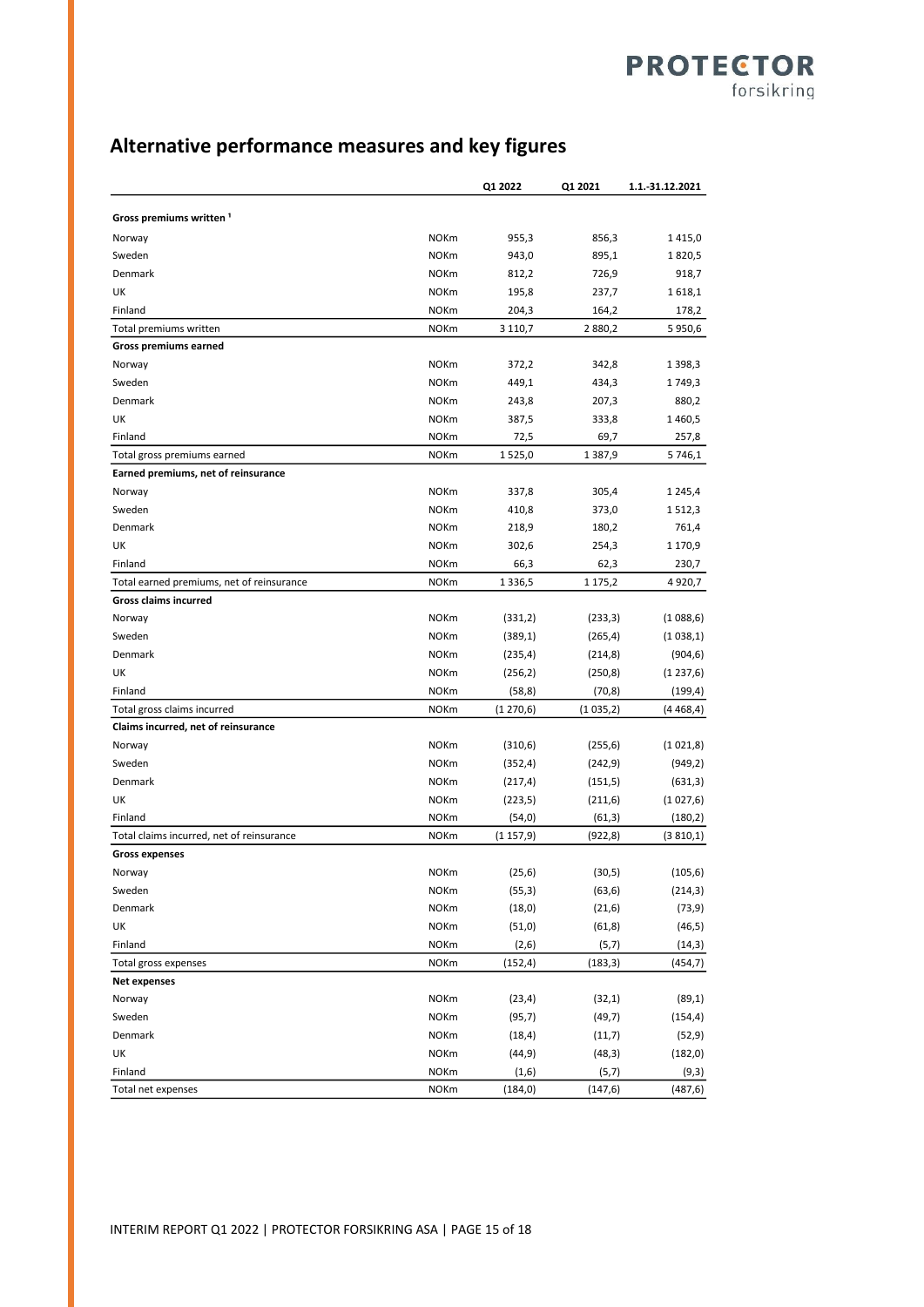# Alternative performance measures and key figures

| | | Q1 2022 | Q1 2021 | 1.1.-31.12.2021 |
|---|---|---|---|---|
| **Gross premiums written [1]** | | | | |
| Norway | NOKm | 955,3 | 856,3 | 1 415,0 |
| Sweden | NOKm | 943,0 | 895,1 | 1 820,5 |
| Denmark | NOKm | 812,2 | 726,9 | 918,7 |
| UK | NOKm | 195,8 | 237,7 | 1 618,1 |
| Finland | NOKm | 204,3 | 164,2 | 178,2 |
| Total premiums written | NOKm | 3 110,7 | 2 880,2 | 5 950,6 |
| **Gross premiums earned** | | | | |
| Norway | NOKm | 372,2 | 342,8 | 1 398,3 |
| Sweden | NOKm | 449,1 | 434,3 | 1 749,3 |
| Denmark | NOKm | 243,8 | 207,3 | 880,2 |
| UK | NOKm | 387,5 | 333,8 | 1 460,5 |
| Finland | NOKm | 72,5 | 69,7 | 257,8 |
| Total gross premiums earned | NOKm | 1 525,0 | 1 387,9 | 5 746,1 |
| **Earned premiums, net of reinsurance** | | | | |
| Norway | NOKm | 337,8 | 305,4 | 1 245,4 |
| Sweden | NOKm | 410,8 | 373,0 | 1 512,3 |
| Denmark | NOKm | 218,9 | 180,2 | 761,4 |
| UK | NOKm | 302,6 | 254,3 | 1 170,9 |
| Finland | NOKm | 66,3 | 62,3 | 230,7 |
| Total earned premiums, net of reinsurance | NOKm | 1 336,5 | 1 175,2 | 4 920,7 |
| **Gross claims incurred** | | | | |
| Norway | NOKm | (331,2) | (233,3) | (1 088,6) |
| Sweden | NOKm | (389,1) | (265,4) | (1 038,1) |
| Denmark | NOKm | (235,4) | (214,8) | (904,6) |
| UK | NOKm | (256,2) | (250,8) | (1 237,6) |
| Finland | NOKm | (58,8) | (70,8) | (199,4) |
| Total gross claims incurred | NOKm | (1 270,6) | (1 035,2) | (4 468,4) |
| **Claims incurred, net of reinsurance** | | | | |
| Norway | NOKm | (310,6) | (255,6) | (1 021,8) |
| Sweden | NOKm | (352,4) | (242,9) | (949,2) |
| Denmark | NOKm | (217,4) | (151,5) | (631,3) |
| UK | NOKm | (223,5) | (211,6) | (1 027,6) |
| Finland | NOKm | (54,0) | (61,3) | (180,2) |
| Total claims incurred, net of reinsurance | NOKm | (1 157,9) | (922,8) | (3 810,1) |
| **Gross expenses** | | | | |
| Norway | NOKm | (25,6) | (30,5) | (105,6) |
| Sweden | NOKm | (55,3) | (63,6) | (214,3) |
| Denmark | NOKm | (18,0) | (21,6) | (73,9) |
| UK | NOKm | (51,0) | (61,8) | (46,5) |
| Finland | NOKm | (2,6) | (5,7) | (14,3) |
| Total gross expenses | NOKm | (152,4) | (183,3) | (454,7) |
| **Net expenses** | | | | |
| Norway | NOKm | (23,4) | (32,1) | (89,1) |
| Sweden | NOKm | (95,7) | (49,7) | (154,4) |
| Denmark | NOKm | (18,4) | (11,7) | (52,9) |
| UK | NOKm | (44,9) | (48,3) | (182,0) |
| Finland | NOKm | (1,6) | (5,7) | (9,3) |
| Total net expenses | NOKm | (184,0) | (147,6) | (487,6) |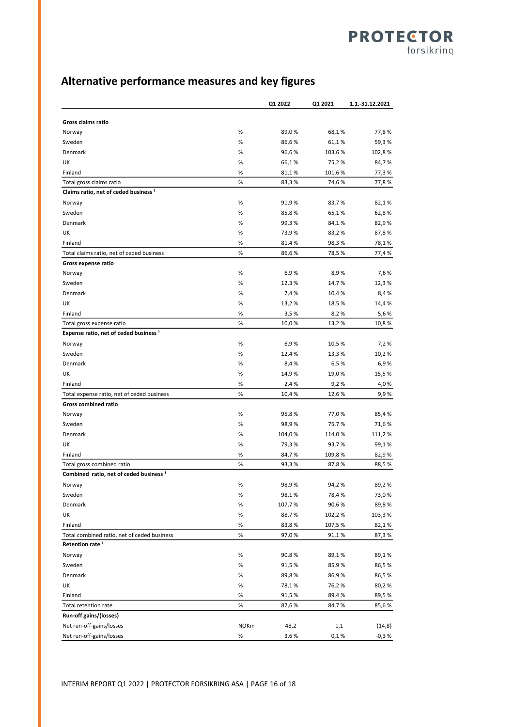# Alternative performance measures and key figures

| | | Q1 2022 | Q1 2021 | 1.1.-31.12.2021 |
|---|---|---|---|---|
| **Gross claims ratio** | | | | |
| Norway | % | 89,0 % | 68,1 % | 77,8 % |
| Sweden | % | 86,6 % | 61,1 % | 59,3 % |
| Denmark | % | 96,6 % | 103,6 % | 102,8 % |
| UK | % | 66,1 % | 75,2 % | 84,7 % |
| Finland | % | 81,1 % | 101,6 % | 77,3 % |
| Total gross claims ratio | % | 83,3 % | 74,6 % | 77,8 % |
| **Claims ratio, net of ceded business [1]** | | | | |
| Norway | % | 91,9 % | 83,7 % | 82,1 % |
| Sweden | % | 85,8 % | 65,1 % | 62,8 % |
| Denmark | % | 99,3 % | 84,1 % | 82,9 % |
| UK | % | 73,9 % | 83,2 % | 87,8 % |
| Finland | % | 81,4 % | 98,3 % | 78,1 % |
| Total claims ratio, net of ceded business | % | 86,6 % | 78,5 % | 77,4 % |
| **Gross expense ratio** | | | | |
| Norway | % | 6,9 % | 8,9 % | 7,6 % |
| Sweden | % | 12,3 % | 14,7 % | 12,3 % |
| Denmark | % | 7,4 % | 10,4 % | 8,4 % |
| UK | % | 13,2 % | 18,5 % | 14,4 % |
| Finland | % | 3,5 % | 8,2 % | 5,6 % |
| Total gross expense ratio | % | 10,0 % | 13,2 % | 10,8 % |
| **Expense ratio, net of ceded business [1]** | | | | |
| Norway | % | 6,9 % | 10,5 % | 7,2 % |
| Sweden | % | 12,4 % | 13,3 % | 10,2 % |
| Denmark | % | 8,4 % | 6,5 % | 6,9 % |
| UK | % | 14,9 % | 19,0 % | 15,5 % |
| Finland | % | 2,4 % | 9,2 % | 4,0 % |
| Total expense ratio, net of ceded business | % | 10,4 % | 12,6 % | 9,9 % |
| **Gross combined ratio** | | | | |
| Norway | % | 95,8 % | 77,0 % | 85,4 % |
| Sweden | % | 98,9 % | 75,7 % | 71,6 % |
| Denmark | % | 104,0 % | 114,0 % | 111,2 % |
| UK | % | 79,3 % | 93,7 % | 99,1 % |
| Finland | % | 84,7 % | 109,8 % | 82,9 % |
| Total gross combined ratio | % | 93,3 % | 87,8 % | 88,5 % |
| **Combined ratio, net of ceded business [1]** | | | | |
| Norway | % | 98,9 % | 94,2 % | 89,2 % |
| Sweden | % | 98,1 % | 78,4 % | 73,0 % |
| Denmark | % | 107,7 % | 90,6 % | 89,8 % |
| UK | % | 88,7 % | 102,2 % | 103,3 % |
| Finland | % | 83,8 % | 107,5 % | 82,1 % |
| Total combined ratio, net of ceded business | % | 97,0 % | 91,1 % | 87,3 % |
| **Retention rate [1]** | | | | |
| Norway | % | 90,8 % | 89,1 % | 89,1 % |
| Sweden | % | 91,5 % | 85,9 % | 86,5 % |
| Denmark | % | 89,8 % | 86,9 % | 86,5 % |
| UK | % | 78,1 % | 76,2 % | 80,2 % |
| Finland | % | 91,5 % | 89,4 % | 89,5 % |
| Total retention rate | % | 87,6 % | 84,7 % | 85,6 % |
| **Run-off gains/(losses)** | | | | |
| Net run-off-gains/losses | NOKm | 48,2 | 1,1 | (14,8) |
| Net run-off-gains/losses | % | 3,6 % | 0,1 % | -0,3 % |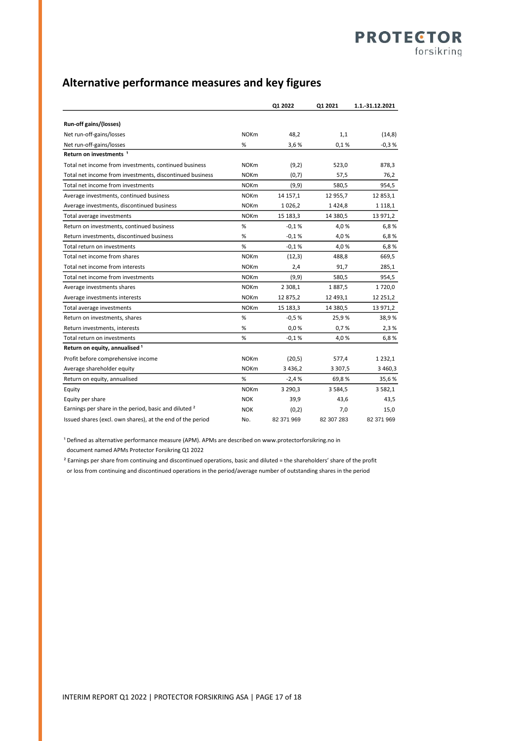# Alternative performance measures and key figures

| | | Q1 2022 | Q1 2021 | 1.1.-31.12.2021 |
|---|---|---|---|---|
| **Run-off gains/(losses)** | | | | |
| Net run-off-gains/losses | NOKm | 48,2 | 1,1 | (14,8) |
| Net run-off-gains/losses | % | 3,6 % | 0,1 % | -0,3 % |
| **Return on investments** [1] | | | | |
| Total net income from investments, continued business | NOKm | (9,2) | 523,0 | 878,3 |
| Total net income from investments, discontinued business | NOKm | (0,7) | 57,5 | 76,2 |
| Total net income from investments | NOKm | (9,9) | 580,5 | 954,5 |
| Average investments, continued business | NOKm | 14 157,1 | 12 955,7 | 12 853,1 |
| Average investments, discontinued business | NOKm | 1 026,2 | 1 424,8 | 1 118,1 |
| Total average investments | NOKm | 15 183,3 | 14 380,5 | 13 971,2 |
| Return on investments, continued business | % | -0,1 % | 4,0 % | 6,8 % |
| Return investments, discontinued business | % | -0,1 % | 4,0 % | 6,8 % |
| Total return on investments | % | -0,1 % | 4,0 % | 6,8 % |
| Total net income from shares | NOKm | (12,3) | 488,8 | 669,5 |
| Total net income from interests | NOKm | 2,4 | 91,7 | 285,1 |
| Total net income from investments | NOKm | (9,9) | 580,5 | 954,5 |
| Average investments shares | NOKm | 2 308,1 | 1 887,5 | 1 720,0 |
| Average investments interests | NOKm | 12 875,2 | 12 493,1 | 12 251,2 |
| Total average investments | NOKm | 15 183,3 | 14 380,5 | 13 971,2 |
| Return on investments, shares | % | -0,5 % | 25,9 % | 38,9 % |
| Return investments, interests | % | 0,0 % | 0,7 % | 2,3 % |
| Total return on investments | % | -0,1 % | 4,0 % | 6,8 % |
| **Return on equity, annualised** [1] | | | | |
| Profit before comprehensive income | NOKm | (20,5) | 577,4 | 1 232,1 |
| Average shareholder equity | NOKm | 3 436,2 | 3 307,5 | 3 460,3 |
| Return on equity, annualised | % | -2,4 % | 69,8 % | 35,6 % |
| Equity | NOKm | 3 290,3 | 3 584,5 | 3 582,1 |
| Equity per share | NOK | 39,9 | 43,6 | 43,5 |
| Earnings per share in the period, basic and diluted [2] | NOK | (0,2) | 7,0 | 15,0 |
| Issued shares (excl. own shares), at the end of the period | No. | 82 371 969 | 82 307 283 | 82 371 969 |

[1] Defined as alternative performance measure (APM). APMs are described on www.protectorforsikring.no in document named APMs Protector Forsikring Q1 2022

[2] Earnings per share from continuing and discontinued operations, basic and diluted = the shareholders' share of the profit or loss from continuing and discontinued operations in the period/average number of outstanding shares in the period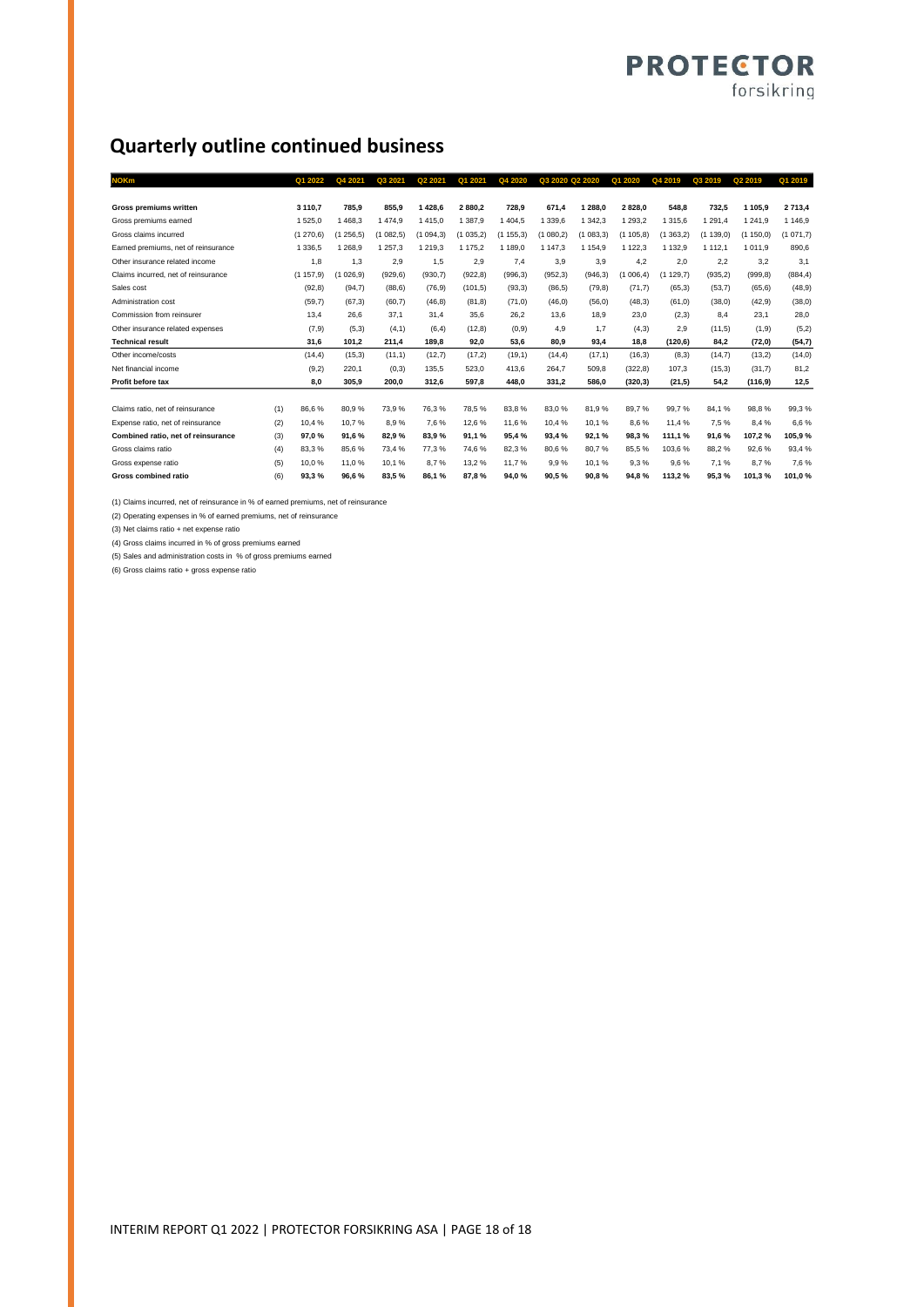## Quarterly outline continued business

| NOKm | | Q1 2022 | Q4 2021 | Q3 2021 | Q2 2021 | Q1 2021 | Q4 2020 | Q3 2020 | Q2 2020 | Q1 2020 | Q4 2019 | Q3 2019 | Q2 2019 | Q1 2019 |
|---|---|---|---|---|---|---|---|---|---|---|---|---|---|---|
| **Gross premiums written** | | **3 110,7** | **785,9** | **855,9** | **1 428,6** | **2 880,2** | **728,9** | **671,4** | **1 288,0** | **2 828,0** | **548,8** | **732,5** | **1 105,9** | **2 713,4** |
| Gross premiums earned | | 1 525,0 | 1 468,3 | 1 474,9 | 1 415,0 | 1 387,9 | 1 404,5 | 1 339,6 | 1 342,3 | 1 293,2 | 1 315,6 | 1 291,4 | 1 241,9 | 1 146,9 |
| Gross claims incurred | | (1 270,6) | (1 256,5) | (1 082,5) | (1 094,3) | (1 035,2) | (1 155,3) | (1 080,2) | (1 083,3) | (1 105,8) | (1 363,2) | (1 139,0) | (1 150,0) | (1 071,7) |
| Earned premiums, net of reinsurance | | 1 336,5 | 1 268,9 | 1 257,3 | 1 219,3 | 1 175,2 | 1 189,0 | 1 147,3 | 1 154,9 | 1 122,3 | 1 132,9 | 1 112,1 | 1 011,9 | 890,6 |
| Other insurance related income | | 1,8 | 1,3 | 2,9 | 1,5 | 2,9 | 7,4 | 3,9 | 3,9 | 4,2 | 2,0 | 2,2 | 3,2 | 3,1 |
| Claims incurred, net of reinsurance | | (1 157,9) | (1 026,9) | (929,6) | (930,7) | (922,8) | (996,3) | (952,3) | (946,3) | (1 006,4) | (1 129,7) | (935,2) | (999,8) | (884,4) |
| Sales cost | | (92,8) | (94,7) | (88,6) | (76,9) | (101,5) | (93,3) | (86,5) | (79,8) | (71,7) | (65,3) | (53,7) | (65,6) | (48,9) |
| Administration cost | | (59,7) | (67,3) | (60,7) | (46,8) | (81,8) | (71,0) | (46,0) | (56,0) | (48,3) | (61,0) | (38,0) | (42,9) | (38,0) |
| Commission from reinsurer | | 13,4 | 26,6 | 37,1 | 31,4 | 35,6 | 26,2 | 13,6 | 18,9 | 23,0 | (2,3) | 8,4 | 23,1 | 28,0 |
| Other insurance related expenses | | (7,9) | (5,3) | (4,1) | (6,4) | (12,8) | (0,9) | 4,9 | 1,7 | (4,3) | 2,9 | (11,5) | (1,9) | (5,2) |
| **Technical result** | | **31,6** | **101,2** | **211,4** | **189,8** | **92,0** | **53,6** | **80,9** | **93,4** | **18,8** | **(120,6)** | **84,2** | **(72,0)** | **(54,7)** |
| Other income/costs | | (14,4) | (15,3) | (11,1) | (12,7) | (17,2) | (19,1) | (14,4) | (17,1) | (16,3) | (8,3) | (14,7) | (13,2) | (14,0) |
| Net financial income | | (9,2) | 220,1 | (0,3) | 135,5 | 523,0 | 413,6 | 264,7 | 509,8 | (322,8) | 107,3 | (15,3) | (31,7) | 81,2 |
| **Profit before tax** | | **8,0** | **305,9** | **200,0** | **312,6** | **597,8** | **448,0** | **331,2** | **586,0** | **(320,3)** | **(21,5)** | **54,2** | **(116,9)** | **12,5** |
| | | | | | | | | | | | | | | |
| Claims ratio, net of reinsurance | (1) | 86,6 % | 80,9 % | 73,9 % | 76,3 % | 78,5 % | 83,8 % | 83,0 % | 81,9 % | 89,7 % | 99,7 % | 84,1 % | 98,8 % | 99,3 % |
| Expense ratio, net of reinsurance | (2) | 10,4 % | 10,7 % | 8,9 % | 7,6 % | 12,6 % | 11,6 % | 10,4 % | 10,1 % | 8,6 % | 11,4 % | 7,5 % | 8,4 % | 6,6 % |
| **Combined ratio, net of reinsurance** | (3) | **97,0 %** | **91,6 %** | **82,9 %** | **83,9 %** | **91,1 %** | **95,4 %** | **93,4 %** | **92,1 %** | **98,3 %** | **111,1 %** | **91,6 %** | **107,2 %** | **105,9 %** |
| Gross claims ratio | (4) | 83,3 % | 85,6 % | 73,4 % | 77,3 % | 74,6 % | 82,3 % | 80,6 % | 80,7 % | 85,5 % | 103,6 % | 88,2 % | 92,6 % | 93,4 % |
| Gross expense ratio | (5) | 10,0 % | 11,0 % | 10,1 % | 8,7 % | 13,2 % | 11,7 % | 9,9 % | 10,1 % | 9,3 % | 9,6 % | 7,1 % | 8,7 % | 7,6 % |
| **Gross combined ratio** | (6) | **93,3 %** | **96,6 %** | **83,5 %** | **86,1 %** | **87,8 %** | **94,0 %** | **90,5 %** | **90,8 %** | **94,8 %** | **113,2 %** | **95,3 %** | **101,3 %** | **101,0 %** |

(1) Claims incurred, net of reinsurance in % of earned premiums, net of reinsurance

(2) Operating expenses in % of earned premiums, net of reinsurance

(3) Net claims ratio + net expense ratio

(4) Gross claims incurred in % of gross premiums earned

(5) Sales and administration costs in % of gross premiums earned

(6) Gross claims ratio + gross expense ratio